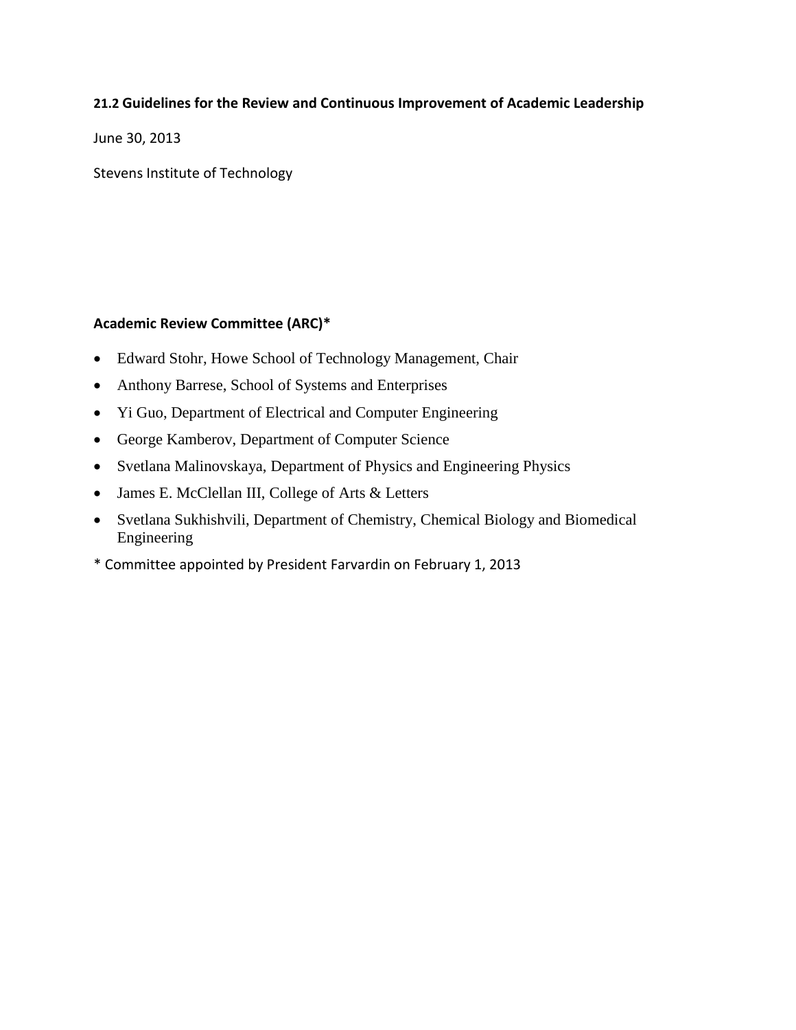**21.2 Guidelines for the Review and Continuous Improvement of Academic Leadership**

June 30, 2013

Stevens Institute of Technology

**Academic Review Committee (ARC)***

- Edward Stohr, Howe School of Technology Management, Chair
- Anthony Barrese, School of Systems and Enterprises
- Yi Guo, Department of Electrical and Computer Engineering
- George Kamberov, Department of Computer Science
- Svetlana Malinovskaya, Department of Physics and Engineering Physics
- James E. McClellan III, College of Arts & Letters
- Svetlana Sukhishvili, Department of Chemistry, Chemical Biology and Biomedical Engineering

* Committee appointed by President Farvardin on February 1, 2013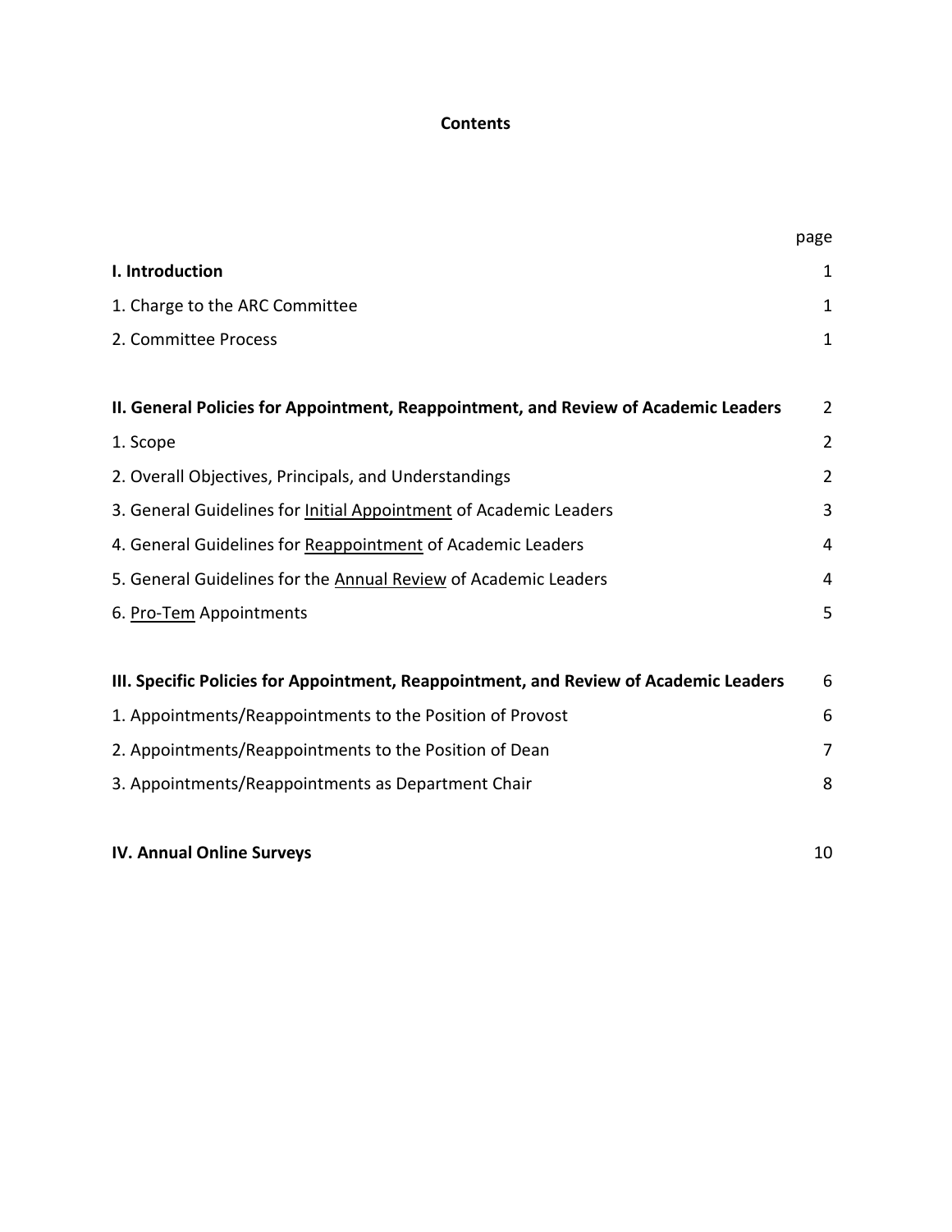# Contents

| | page |
|---|---|
| **I. Introduction** | 1 |
| 1. Charge to the ARC Committee | 1 |
| 2. Committee Process | 1 |
| | |
| **II. General Policies for Appointment, Reappointment, and Review of Academic Leaders** | 2 |
| 1. Scope | 2 |
| 2. Overall Objectives, Principals, and Understandings | 2 |
| 3. General Guidelines for <u>Initial Appointment</u> of Academic Leaders | 3 |
| 4. General Guidelines for <u>Reappointment</u> of Academic Leaders | 4 |
| 5. General Guidelines for the <u>Annual Review</u> of Academic Leaders | 4 |
| 6. <u>Pro-Tem</u> Appointments | 5 |
| | |
| **III. Specific Policies for Appointment, Reappointment, and Review of Academic Leaders** | 6 |
| 1. Appointments/Reappointments to the Position of Provost | 6 |
| 2. Appointments/Reappointments to the Position of Dean | 7 |
| 3. Appointments/Reappointments as Department Chair | 8 |
| | |
| **IV. Annual Online Surveys** | 10 |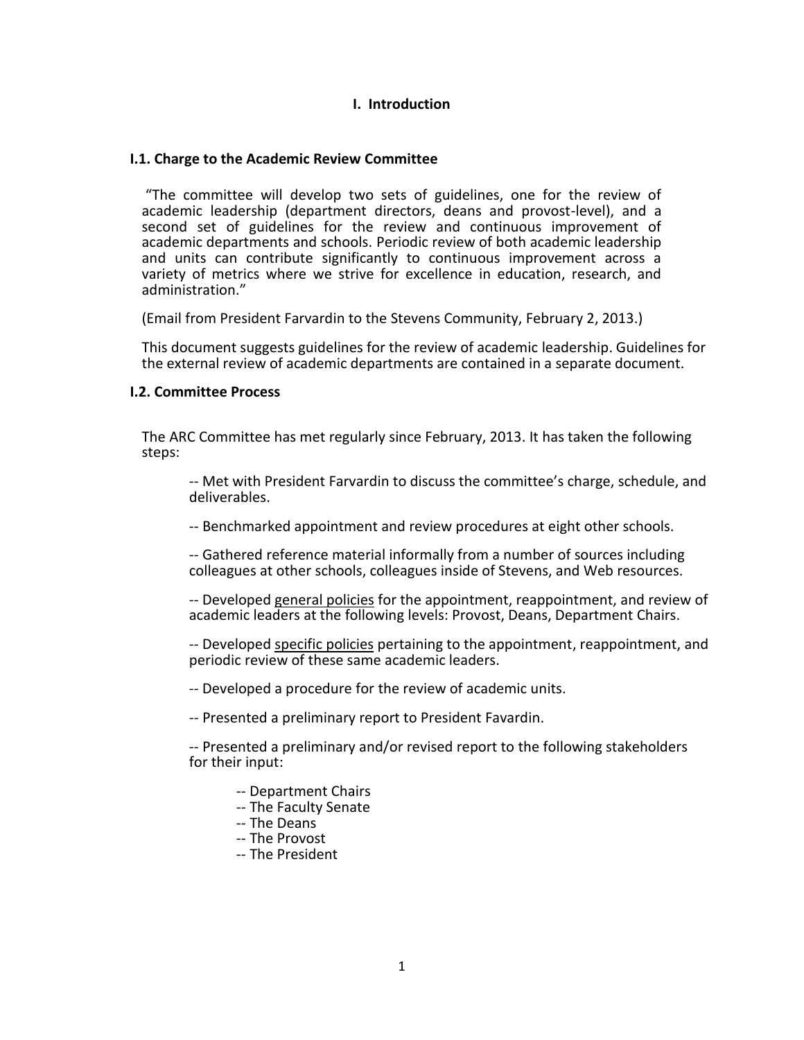# I. Introduction

## I.1. Charge to the Academic Review Committee

"The committee will develop two sets of guidelines, one for the review of academic leadership (department directors, deans and provost-level), and a second set of guidelines for the review and continuous improvement of academic departments and schools. Periodic review of both academic leadership and units can contribute significantly to continuous improvement across a variety of metrics where we strive for excellence in education, research, and administration."

(Email from President Farvardin to the Stevens Community, February 2, 2013.)

This document suggests guidelines for the review of academic leadership. Guidelines for the external review of academic departments are contained in a separate document.

## I.2. Committee Process

The ARC Committee has met regularly since February, 2013. It has taken the following steps:

-- Met with President Farvardin to discuss the committee's charge, schedule, and deliverables.

-- Benchmarked appointment and review procedures at eight other schools.

-- Gathered reference material informally from a number of sources including colleagues at other schools, colleagues inside of Stevens, and Web resources.

-- Developed <u>general policies</u> for the appointment, reappointment, and review of academic leaders at the following levels: Provost, Deans, Department Chairs.

-- Developed <u>specific policies</u> pertaining to the appointment, reappointment, and periodic review of these same academic leaders.

-- Developed a procedure for the review of academic units.

-- Presented a preliminary report to President Favardin.

-- Presented a preliminary and/or revised report to the following stakeholders for their input:

- -- Department Chairs
- -- The Faculty Senate
- -- The Deans
- -- The Provost
- -- The President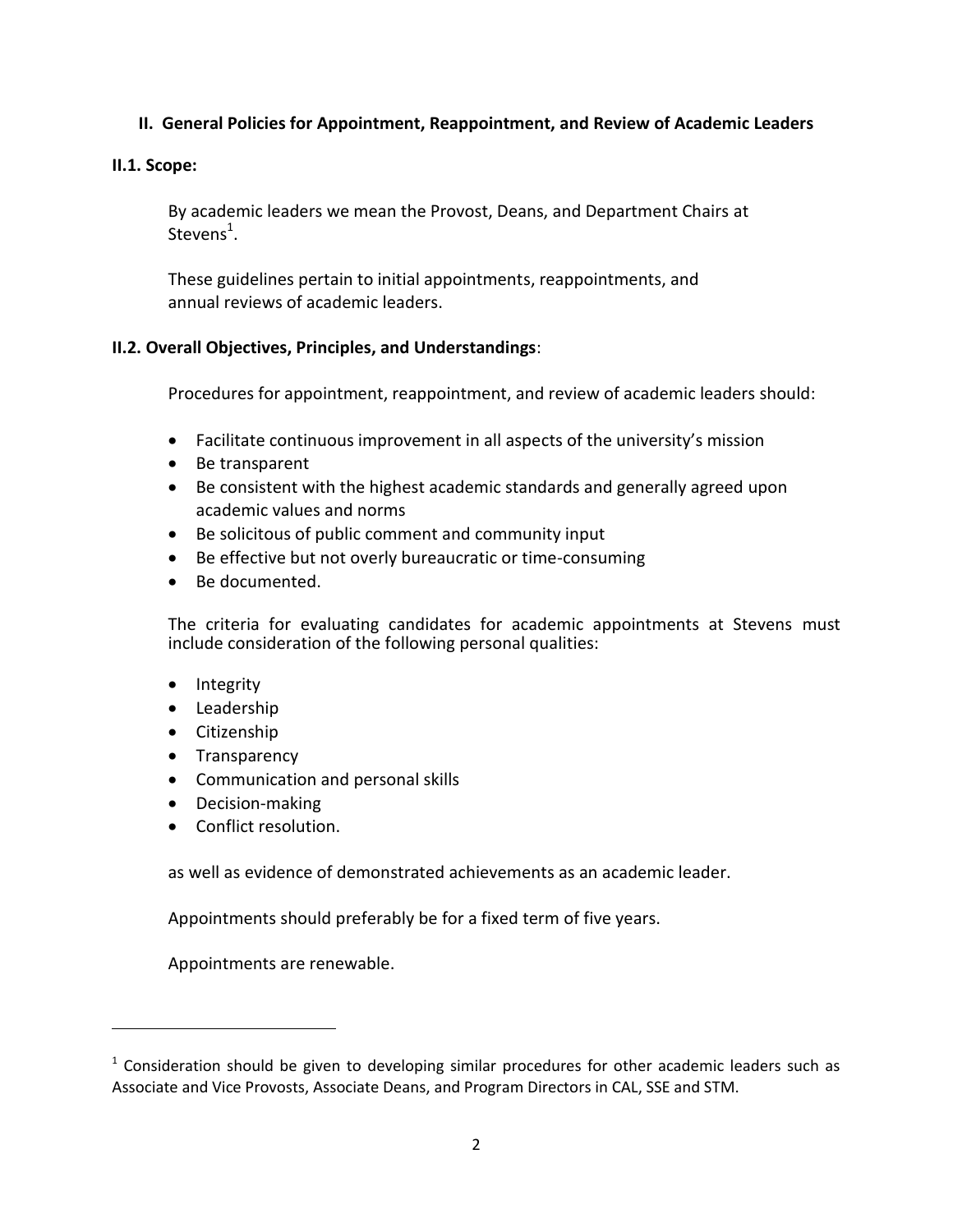## II. General Policies for Appointment, Reappointment, and Review of Academic Leaders

### II.1. Scope:

By academic leaders we mean the Provost, Deans, and Department Chairs at Stevens[1].

These guidelines pertain to initial appointments, reappointments, and annual reviews of academic leaders.

### II.2. Overall Objectives, Principles, and Understandings:

Procedures for appointment, reappointment, and review of academic leaders should:

- Facilitate continuous improvement in all aspects of the university's mission
- Be transparent
- Be consistent with the highest academic standards and generally agreed upon academic values and norms
- Be solicitous of public comment and community input
- Be effective but not overly bureaucratic or time-consuming
- Be documented.

The criteria for evaluating candidates for academic appointments at Stevens must include consideration of the following personal qualities:

- Integrity
- Leadership
- Citizenship
- Transparency
- Communication and personal skills
- Decision-making
- Conflict resolution.

as well as evidence of demonstrated achievements as an academic leader.

Appointments should preferably be for a fixed term of five years.

Appointments are renewable.

---

[1] Consideration should be given to developing similar procedures for other academic leaders such as Associate and Vice Provosts, Associate Deans, and Program Directors in CAL, SSE and STM.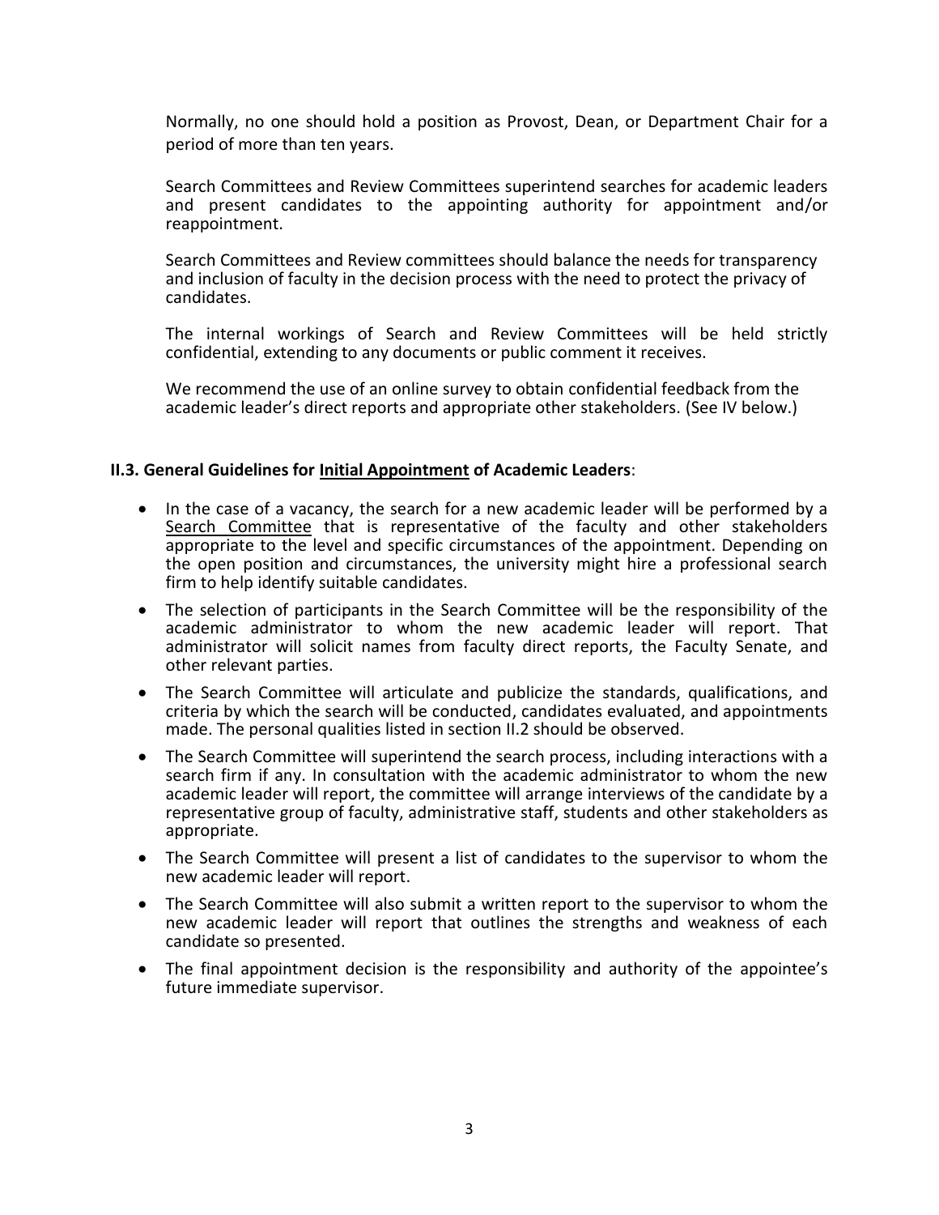Normally, no one should hold a position as Provost, Dean, or Department Chair for a period of more than ten years.

Search Committees and Review Committees superintend searches for academic leaders and present candidates to the appointing authority for appointment and/or reappointment.

Search Committees and Review committees should balance the needs for transparency and inclusion of faculty in the decision process with the need to protect the privacy of candidates.

The internal workings of Search and Review Committees will be held strictly confidential, extending to any documents or public comment it receives.

We recommend the use of an online survey to obtain confidential feedback from the academic leader's direct reports and appropriate other stakeholders. (See IV below.)

**II.3. General Guidelines for <u>Initial Appointment</u> of Academic Leaders**:

- In the case of a vacancy, the search for a new academic leader will be performed by a <u>Search Committee</u> that is representative of the faculty and other stakeholders appropriate to the level and specific circumstances of the appointment. Depending on the open position and circumstances, the university might hire a professional search firm to help identify suitable candidates.
- The selection of participants in the Search Committee will be the responsibility of the academic administrator to whom the new academic leader will report. That administrator will solicit names from faculty direct reports, the Faculty Senate, and other relevant parties.
- The Search Committee will articulate and publicize the standards, qualifications, and criteria by which the search will be conducted, candidates evaluated, and appointments made. The personal qualities listed in section II.2 should be observed.
- The Search Committee will superintend the search process, including interactions with a search firm if any. In consultation with the academic administrator to whom the new academic leader will report, the committee will arrange interviews of the candidate by a representative group of faculty, administrative staff, students and other stakeholders as appropriate.
- The Search Committee will present a list of candidates to the supervisor to whom the new academic leader will report.
- The Search Committee will also submit a written report to the supervisor to whom the new academic leader will report that outlines the strengths and weakness of each candidate so presented.
- The final appointment decision is the responsibility and authority of the appointee's future immediate supervisor.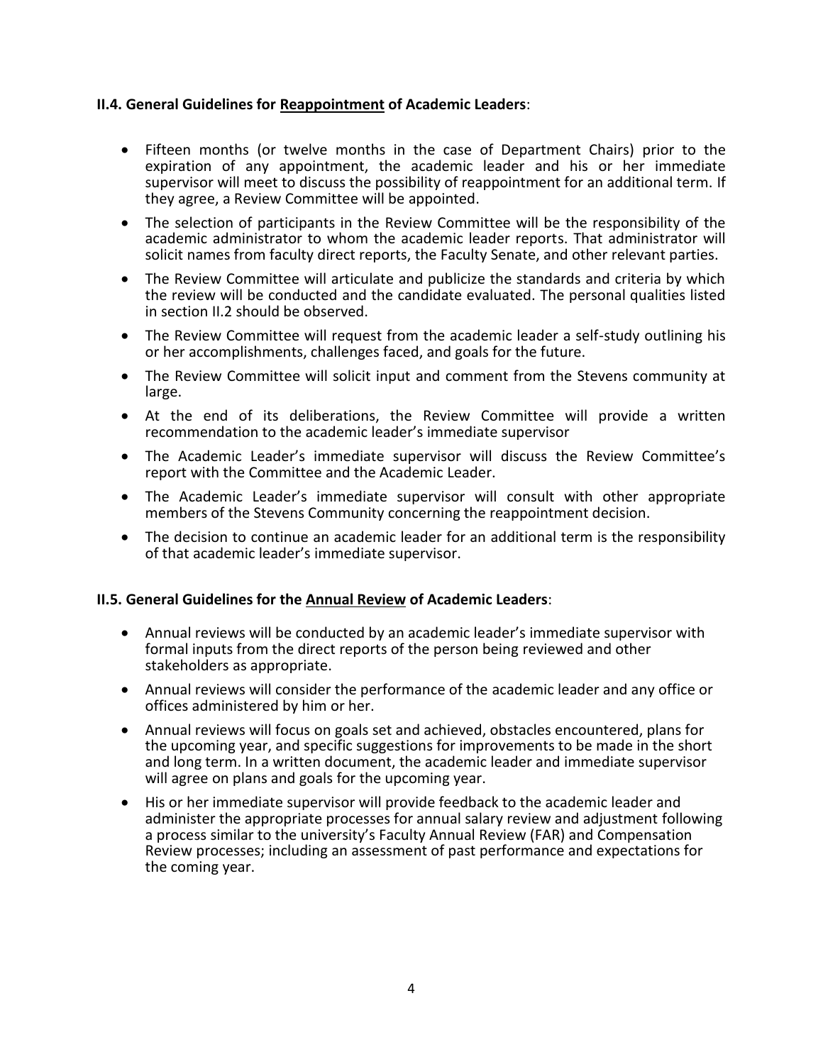**II.4. General Guidelines for <u>Reappointment</u> of Academic Leaders**:

- Fifteen months (or twelve months in the case of Department Chairs) prior to the expiration of any appointment, the academic leader and his or her immediate supervisor will meet to discuss the possibility of reappointment for an additional term. If they agree, a Review Committee will be appointed.
- The selection of participants in the Review Committee will be the responsibility of the academic administrator to whom the academic leader reports. That administrator will solicit names from faculty direct reports, the Faculty Senate, and other relevant parties.
- The Review Committee will articulate and publicize the standards and criteria by which the review will be conducted and the candidate evaluated. The personal qualities listed in section II.2 should be observed.
- The Review Committee will request from the academic leader a self-study outlining his or her accomplishments, challenges faced, and goals for the future.
- The Review Committee will solicit input and comment from the Stevens community at large.
- At the end of its deliberations, the Review Committee will provide a written recommendation to the academic leader's immediate supervisor
- The Academic Leader's immediate supervisor will discuss the Review Committee's report with the Committee and the Academic Leader.
- The Academic Leader's immediate supervisor will consult with other appropriate members of the Stevens Community concerning the reappointment decision.
- The decision to continue an academic leader for an additional term is the responsibility of that academic leader's immediate supervisor.

**II.5. General Guidelines for the <u>Annual Review</u> of Academic Leaders**:

- Annual reviews will be conducted by an academic leader's immediate supervisor with formal inputs from the direct reports of the person being reviewed and other stakeholders as appropriate.
- Annual reviews will consider the performance of the academic leader and any office or offices administered by him or her.
- Annual reviews will focus on goals set and achieved, obstacles encountered, plans for the upcoming year, and specific suggestions for improvements to be made in the short and long term. In a written document, the academic leader and immediate supervisor will agree on plans and goals for the upcoming year.
- His or her immediate supervisor will provide feedback to the academic leader and administer the appropriate processes for annual salary review and adjustment following a process similar to the university's Faculty Annual Review (FAR) and Compensation Review processes; including an assessment of past performance and expectations for the coming year.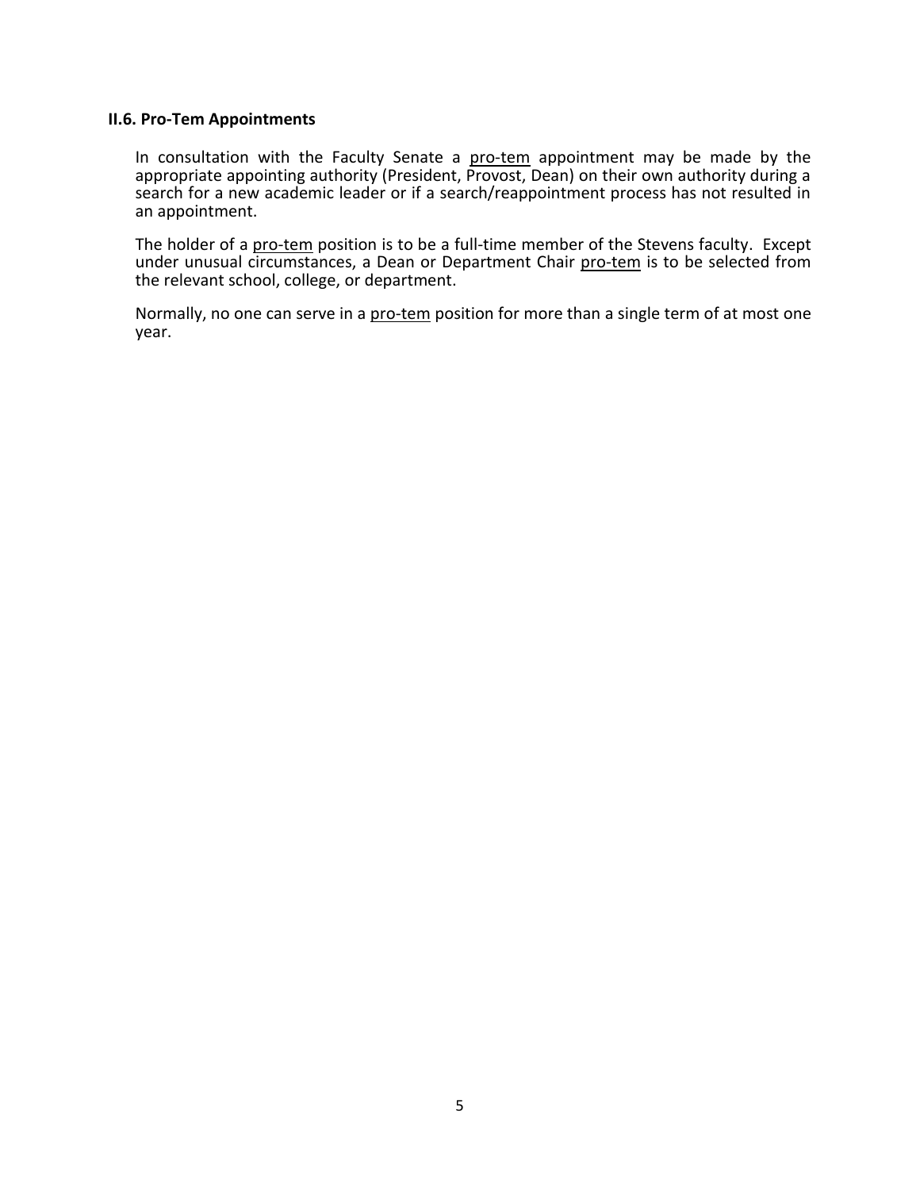### II.6. Pro-Tem Appointments

In consultation with the Faculty Senate a pro-tem appointment may be made by the appropriate appointing authority (President, Provost, Dean) on their own authority during a search for a new academic leader or if a search/reappointment process has not resulted in an appointment.

The holder of a pro-tem position is to be a full-time member of the Stevens faculty. Except under unusual circumstances, a Dean or Department Chair pro-tem is to be selected from the relevant school, college, or department.

Normally, no one can serve in a pro-tem position for more than a single term of at most one year.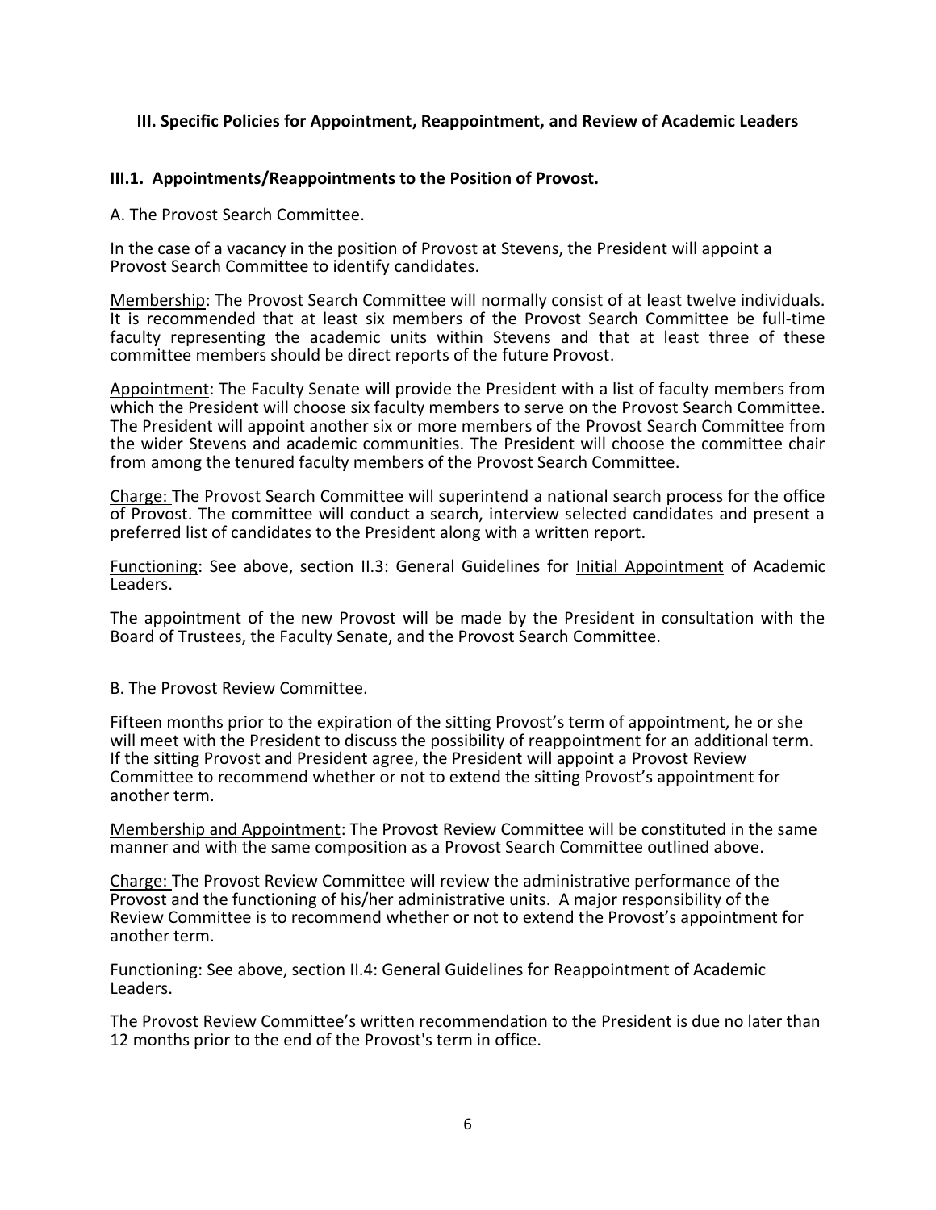## III. Specific Policies for Appointment, Reappointment, and Review of Academic Leaders

### III.1. Appointments/Reappointments to the Position of Provost.

A. The Provost Search Committee.

In the case of a vacancy in the position of Provost at Stevens, the President will appoint a Provost Search Committee to identify candidates.

<u>Membership</u>: The Provost Search Committee will normally consist of at least twelve individuals. It is recommended that at least six members of the Provost Search Committee be full-time faculty representing the academic units within Stevens and that at least three of these committee members should be direct reports of the future Provost.

<u>Appointment</u>: The Faculty Senate will provide the President with a list of faculty members from which the President will choose six faculty members to serve on the Provost Search Committee. The President will appoint another six or more members of the Provost Search Committee from the wider Stevens and academic communities. The President will choose the committee chair from among the tenured faculty members of the Provost Search Committee.

<u>Charge:</u> The Provost Search Committee will superintend a national search process for the office of Provost. The committee will conduct a search, interview selected candidates and present a preferred list of candidates to the President along with a written report.

<u>Functioning</u>: See above, section II.3: General Guidelines for <u>Initial Appointment</u> of Academic Leaders.

The appointment of the new Provost will be made by the President in consultation with the Board of Trustees, the Faculty Senate, and the Provost Search Committee.

B. The Provost Review Committee.

Fifteen months prior to the expiration of the sitting Provost's term of appointment, he or she will meet with the President to discuss the possibility of reappointment for an additional term. If the sitting Provost and President agree, the President will appoint a Provost Review Committee to recommend whether or not to extend the sitting Provost's appointment for another term.

<u>Membership and Appointment</u>: The Provost Review Committee will be constituted in the same manner and with the same composition as a Provost Search Committee outlined above.

<u>Charge:</u> The Provost Review Committee will review the administrative performance of the Provost and the functioning of his/her administrative units. A major responsibility of the Review Committee is to recommend whether or not to extend the Provost's appointment for another term.

<u>Functioning</u>: See above, section II.4: General Guidelines for <u>Reappointment</u> of Academic Leaders.

The Provost Review Committee's written recommendation to the President is due no later than 12 months prior to the end of the Provost's term in office.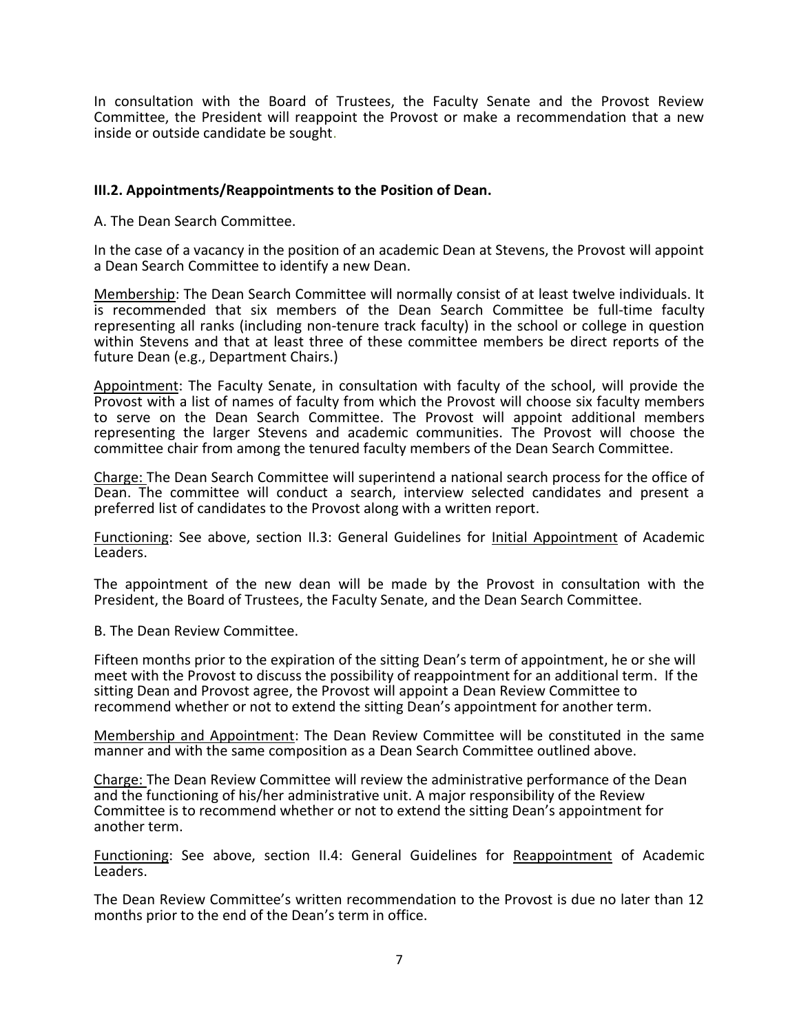In consultation with the Board of Trustees, the Faculty Senate and the Provost Review Committee, the President will reappoint the Provost or make a recommendation that a new inside or outside candidate be sought.

### III.2. Appointments/Reappointments to the Position of Dean.

A. The Dean Search Committee.

In the case of a vacancy in the position of an academic Dean at Stevens, the Provost will appoint a Dean Search Committee to identify a new Dean.

Membership: The Dean Search Committee will normally consist of at least twelve individuals. It is recommended that six members of the Dean Search Committee be full-time faculty representing all ranks (including non-tenure track faculty) in the school or college in question within Stevens and that at least three of these committee members be direct reports of the future Dean (e.g., Department Chairs.)

Appointment: The Faculty Senate, in consultation with faculty of the school, will provide the Provost with a list of names of faculty from which the Provost will choose six faculty members to serve on the Dean Search Committee. The Provost will appoint additional members representing the larger Stevens and academic communities. The Provost will choose the committee chair from among the tenured faculty members of the Dean Search Committee.

Charge: The Dean Search Committee will superintend a national search process for the office of Dean. The committee will conduct a search, interview selected candidates and present a preferred list of candidates to the Provost along with a written report.

Functioning: See above, section II.3: General Guidelines for Initial Appointment of Academic Leaders.

The appointment of the new dean will be made by the Provost in consultation with the President, the Board of Trustees, the Faculty Senate, and the Dean Search Committee.

B. The Dean Review Committee.

Fifteen months prior to the expiration of the sitting Dean's term of appointment, he or she will meet with the Provost to discuss the possibility of reappointment for an additional term. If the sitting Dean and Provost agree, the Provost will appoint a Dean Review Committee to recommend whether or not to extend the sitting Dean's appointment for another term.

Membership and Appointment: The Dean Review Committee will be constituted in the same manner and with the same composition as a Dean Search Committee outlined above.

Charge: The Dean Review Committee will review the administrative performance of the Dean and the functioning of his/her administrative unit. A major responsibility of the Review Committee is to recommend whether or not to extend the sitting Dean's appointment for another term.

Functioning: See above, section II.4: General Guidelines for Reappointment of Academic Leaders.

The Dean Review Committee's written recommendation to the Provost is due no later than 12 months prior to the end of the Dean's term in office.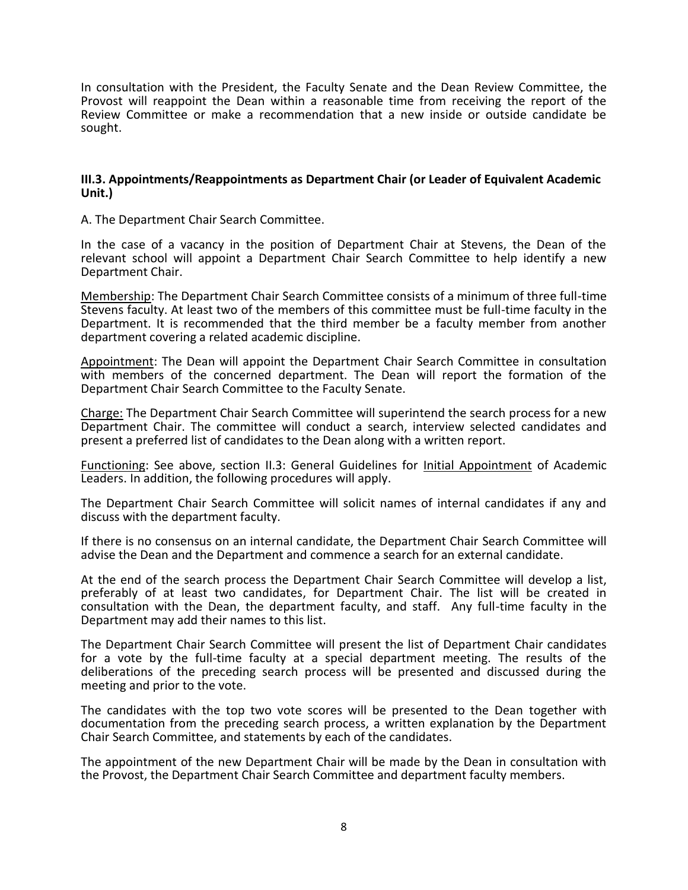In consultation with the President, the Faculty Senate and the Dean Review Committee, the Provost will reappoint the Dean within a reasonable time from receiving the report of the Review Committee or make a recommendation that a new inside or outside candidate be sought.

### III.3. Appointments/Reappointments as Department Chair (or Leader of Equivalent Academic Unit.)

A. The Department Chair Search Committee.

In the case of a vacancy in the position of Department Chair at Stevens, the Dean of the relevant school will appoint a Department Chair Search Committee to help identify a new Department Chair.

Membership: The Department Chair Search Committee consists of a minimum of three full-time Stevens faculty. At least two of the members of this committee must be full-time faculty in the Department. It is recommended that the third member be a faculty member from another department covering a related academic discipline.

Appointment: The Dean will appoint the Department Chair Search Committee in consultation with members of the concerned department. The Dean will report the formation of the Department Chair Search Committee to the Faculty Senate.

Charge: The Department Chair Search Committee will superintend the search process for a new Department Chair. The committee will conduct a search, interview selected candidates and present a preferred list of candidates to the Dean along with a written report.

Functioning: See above, section II.3: General Guidelines for Initial Appointment of Academic Leaders. In addition, the following procedures will apply.

The Department Chair Search Committee will solicit names of internal candidates if any and discuss with the department faculty.

If there is no consensus on an internal candidate, the Department Chair Search Committee will advise the Dean and the Department and commence a search for an external candidate.

At the end of the search process the Department Chair Search Committee will develop a list, preferably of at least two candidates, for Department Chair. The list will be created in consultation with the Dean, the department faculty, and staff. Any full-time faculty in the Department may add their names to this list.

The Department Chair Search Committee will present the list of Department Chair candidates for a vote by the full-time faculty at a special department meeting. The results of the deliberations of the preceding search process will be presented and discussed during the meeting and prior to the vote.

The candidates with the top two vote scores will be presented to the Dean together with documentation from the preceding search process, a written explanation by the Department Chair Search Committee, and statements by each of the candidates.

The appointment of the new Department Chair will be made by the Dean in consultation with the Provost, the Department Chair Search Committee and department faculty members.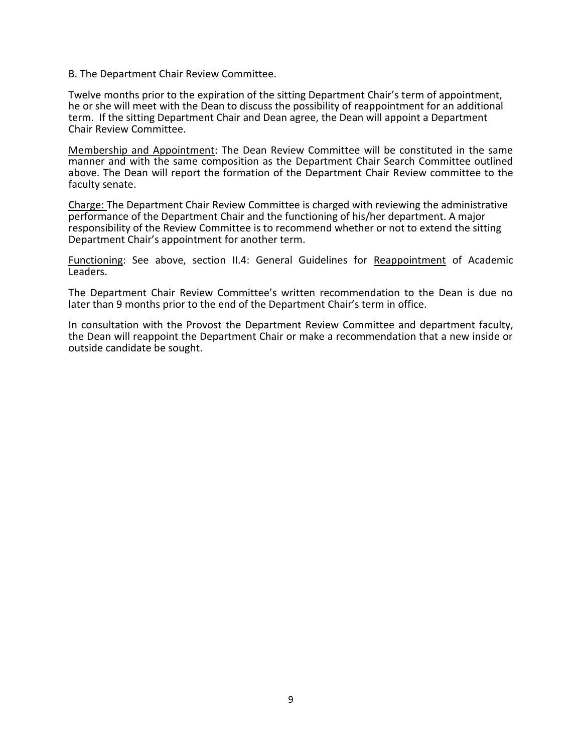B. The Department Chair Review Committee.

Twelve months prior to the expiration of the sitting Department Chair's term of appointment, he or she will meet with the Dean to discuss the possibility of reappointment for an additional term. If the sitting Department Chair and Dean agree, the Dean will appoint a Department Chair Review Committee.

<u>Membership and Appointment</u>: The Dean Review Committee will be constituted in the same manner and with the same composition as the Department Chair Search Committee outlined above. The Dean will report the formation of the Department Chair Review committee to the faculty senate.

<u>Charge:</u> The Department Chair Review Committee is charged with reviewing the administrative performance of the Department Chair and the functioning of his/her department. A major responsibility of the Review Committee is to recommend whether or not to extend the sitting Department Chair's appointment for another term.

<u>Functioning</u>: See above, section II.4: General Guidelines for <u>Reappointment</u> of Academic Leaders.

The Department Chair Review Committee's written recommendation to the Dean is due no later than 9 months prior to the end of the Department Chair's term in office.

In consultation with the Provost the Department Review Committee and department faculty, the Dean will reappoint the Department Chair or make a recommendation that a new inside or outside candidate be sought.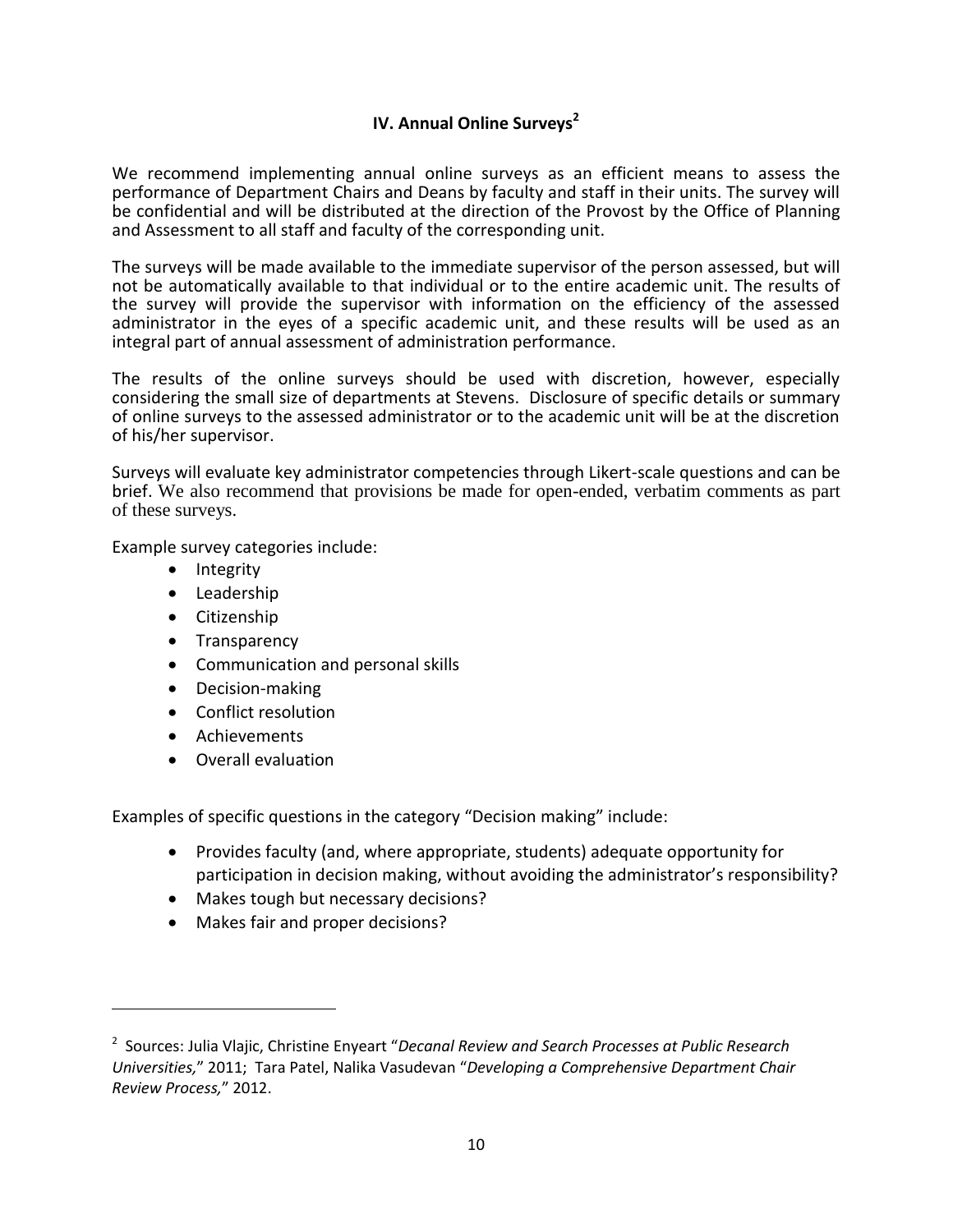### IV. Annual Online Surveys[2]

We recommend implementing annual online surveys as an efficient means to assess the performance of Department Chairs and Deans by faculty and staff in their units. The survey will be confidential and will be distributed at the direction of the Provost by the Office of Planning and Assessment to all staff and faculty of the corresponding unit.

The surveys will be made available to the immediate supervisor of the person assessed, but will not be automatically available to that individual or to the entire academic unit. The results of the survey will provide the supervisor with information on the efficiency of the assessed administrator in the eyes of a specific academic unit, and these results will be used as an integral part of annual assessment of administration performance.

The results of the online surveys should be used with discretion, however, especially considering the small size of departments at Stevens. Disclosure of specific details or summary of online surveys to the assessed administrator or to the academic unit will be at the discretion of his/her supervisor.

Surveys will evaluate key administrator competencies through Likert-scale questions and can be brief. We also recommend that provisions be made for open-ended, verbatim comments as part of these surveys.

Example survey categories include:

- Integrity
- Leadership
- Citizenship
- Transparency
- Communication and personal skills
- Decision-making
- Conflict resolution
- Achievements
- Overall evaluation

Examples of specific questions in the category "Decision making" include:

- Provides faculty (and, where appropriate, students) adequate opportunity for participation in decision making, without avoiding the administrator's responsibility?
- Makes tough but necessary decisions?
- Makes fair and proper decisions?

---

[2] Sources: Julia Vlajic, Christine Enyeart "*Decanal Review and Search Processes at Public Research Universities,*" 2011; Tara Patel, Nalika Vasudevan "*Developing a Comprehensive Department Chair Review Process,*" 2012.